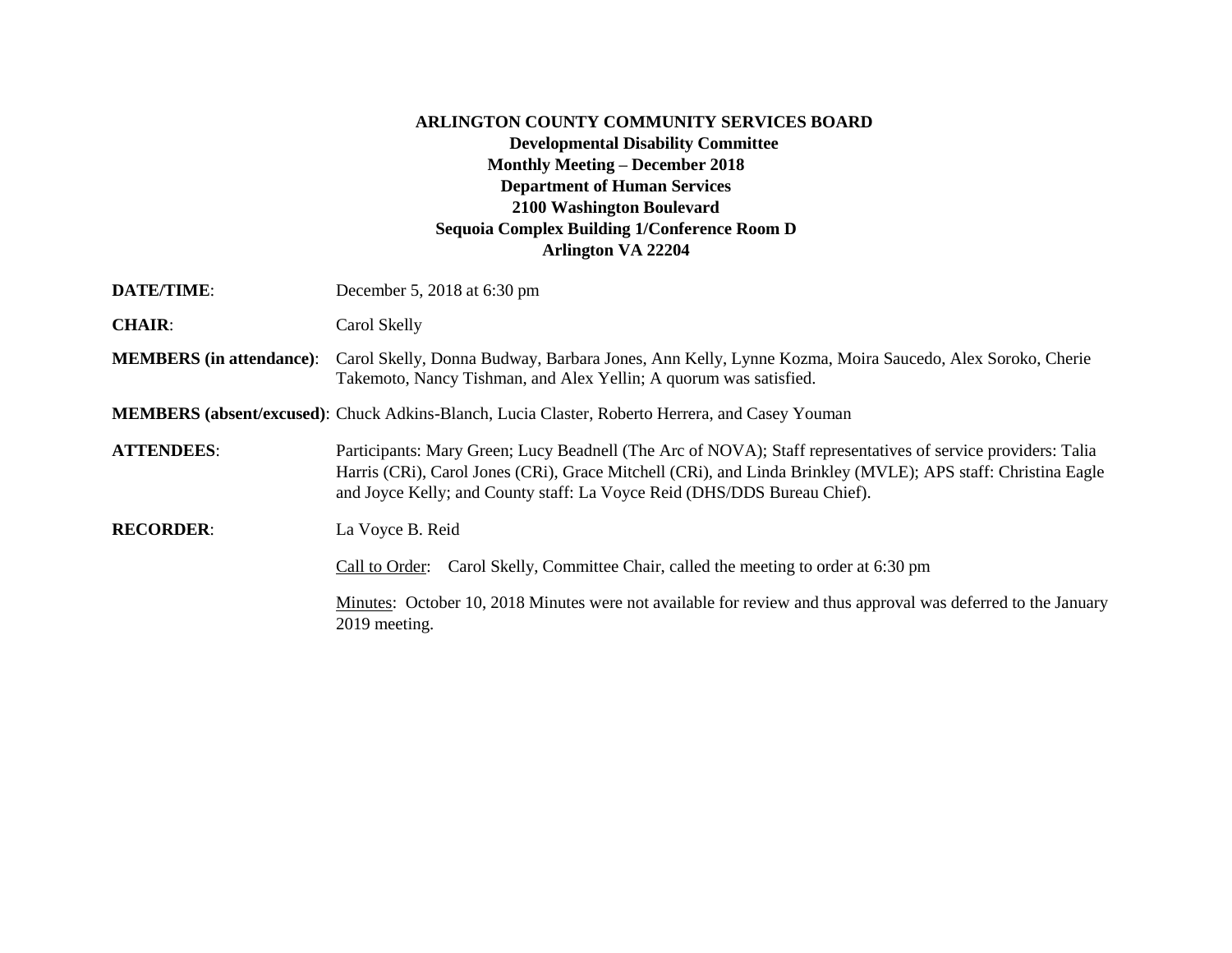**ARLINGTON COUNTY COMMUNITY SERVICES BOARD**
**Developmental Disability Committee**
**Monthly Meeting – December 2018**
**Department of Human Services**
**2100 Washington Boulevard**
**Sequoia Complex Building 1/Conference Room D**
**Arlington VA 22204**

**DATE/TIME**: December 5, 2018 at 6:30 pm

**CHAIR**: Carol Skelly

**MEMBERS (in attendance)**: Carol Skelly, Donna Budway, Barbara Jones, Ann Kelly, Lynne Kozma, Moira Saucedo, Alex Soroko, Cherie Takemoto, Nancy Tishman, and Alex Yellin; A quorum was satisfied.

**MEMBERS (absent/excused)**: Chuck Adkins-Blanch, Lucia Claster, Roberto Herrera, and Casey Youman

**ATTENDEES**: Participants: Mary Green; Lucy Beadnell (The Arc of NOVA); Staff representatives of service providers: Talia Harris (CRi), Carol Jones (CRi), Grace Mitchell (CRi), and Linda Brinkley (MVLE); APS staff: Christina Eagle and Joyce Kelly; and County staff: La Voyce Reid (DHS/DDS Bureau Chief).

**RECORDER**: La Voyce B. Reid

Call to Order: Carol Skelly, Committee Chair, called the meeting to order at 6:30 pm

Minutes: October 10, 2018 Minutes were not available for review and thus approval was deferred to the January 2019 meeting.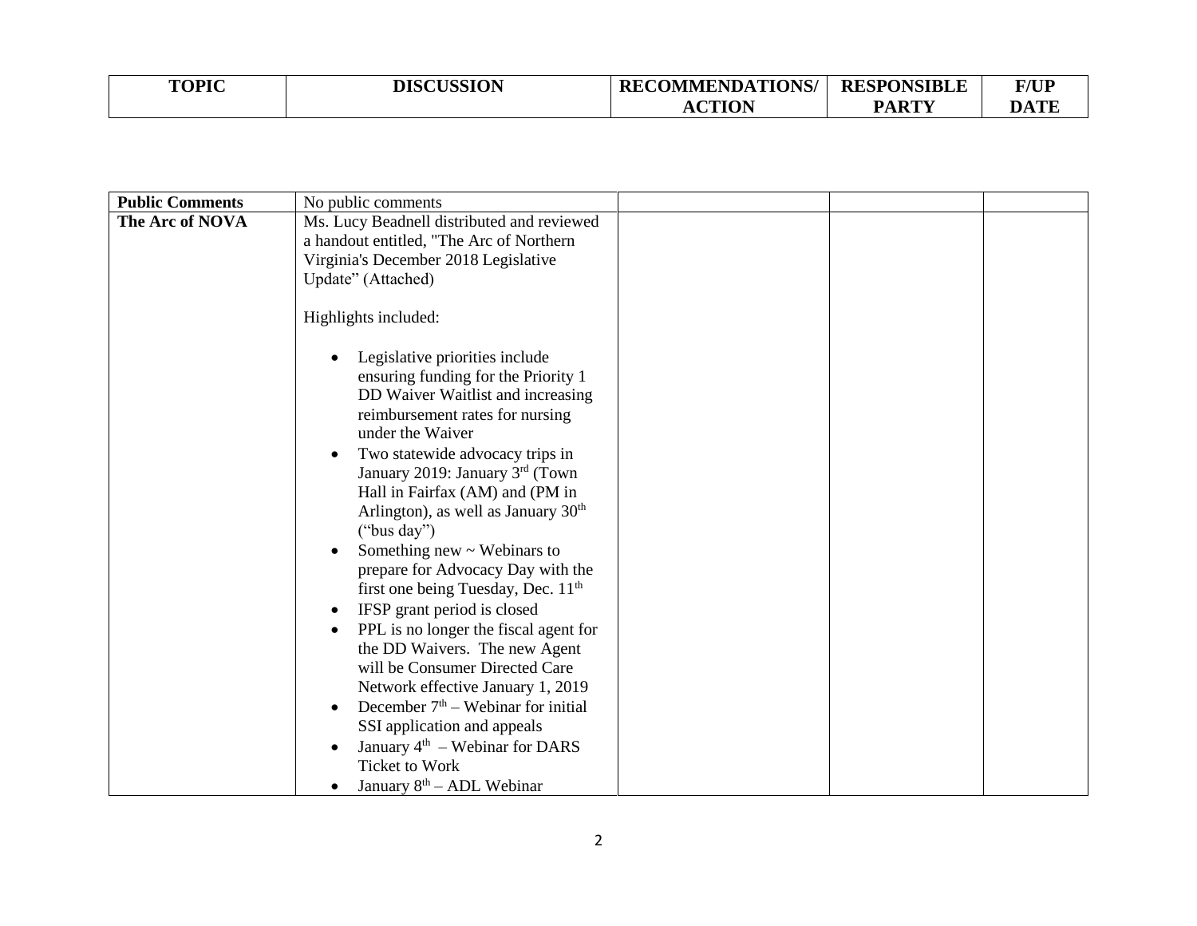| TOPIC | DISCUSSION | RECOMMENDATIONS/ ACTION | RESPONSIBLE PARTY | F/UP DATE |
|---|---|---|---|---|
| **Public Comments** | No public comments | | | |
| **The Arc of NOVA** | Ms. Lucy Beadnell distributed and reviewed a handout entitled, "The Arc of Northern Virginia's December 2018 Legislative Update" (Attached)<br><br>Highlights included:<br><br>• Legislative priorities include ensuring funding for the Priority 1 DD Waiver Waitlist and increasing reimbursement rates for nursing under the Waiver<br>• Two statewide advocacy trips in January 2019: January 3rd (Town Hall in Fairfax (AM) and (PM in Arlington), as well as January 30th ("bus day")<br>• Something new ~ Webinars to prepare for Advocacy Day with the first one being Tuesday, Dec. 11th<br>• IFSP grant period is closed<br>• PPL is no longer the fiscal agent for the DD Waivers. The new Agent will be Consumer Directed Care Network effective January 1, 2019<br>• December 7th – Webinar for initial SSI application and appeals<br>• January 4th – Webinar for DARS Ticket to Work<br>• January 8th – ADL Webinar | | | |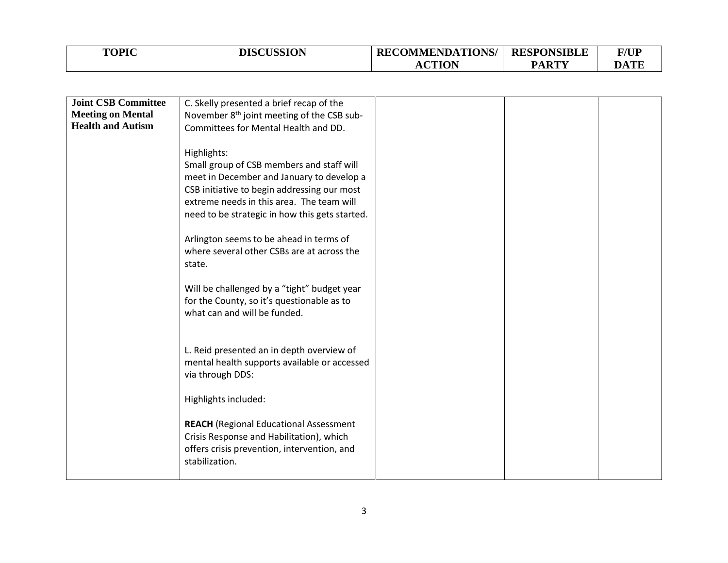| TOPIC | DISCUSSION | RECOMMENDATIONS/ ACTION | RESPONSIBLE PARTY | F/UP DATE |
|---|---|---|---|---|
| **Joint CSB Committee Meeting on Mental Health and Autism** | C. Skelly presented a brief recap of the November 8th joint meeting of the CSB sub-Committees for Mental Health and DD.<br><br>Highlights:<br>Small group of CSB members and staff will meet in December and January to develop a CSB initiative to begin addressing our most extreme needs in this area. The team will need to be strategic in how this gets started.<br><br>Arlington seems to be ahead in terms of where several other CSBs are at across the state.<br><br>Will be challenged by a "tight" budget year for the County, so it's questionable as to what can and will be funded.<br><br>L. Reid presented an in depth overview of mental health supports available or accessed via through DDS:<br><br>Highlights included:<br><br>**REACH** (Regional Educational Assessment Crisis Response and Habilitation), which offers crisis prevention, intervention, and stabilization. | | | |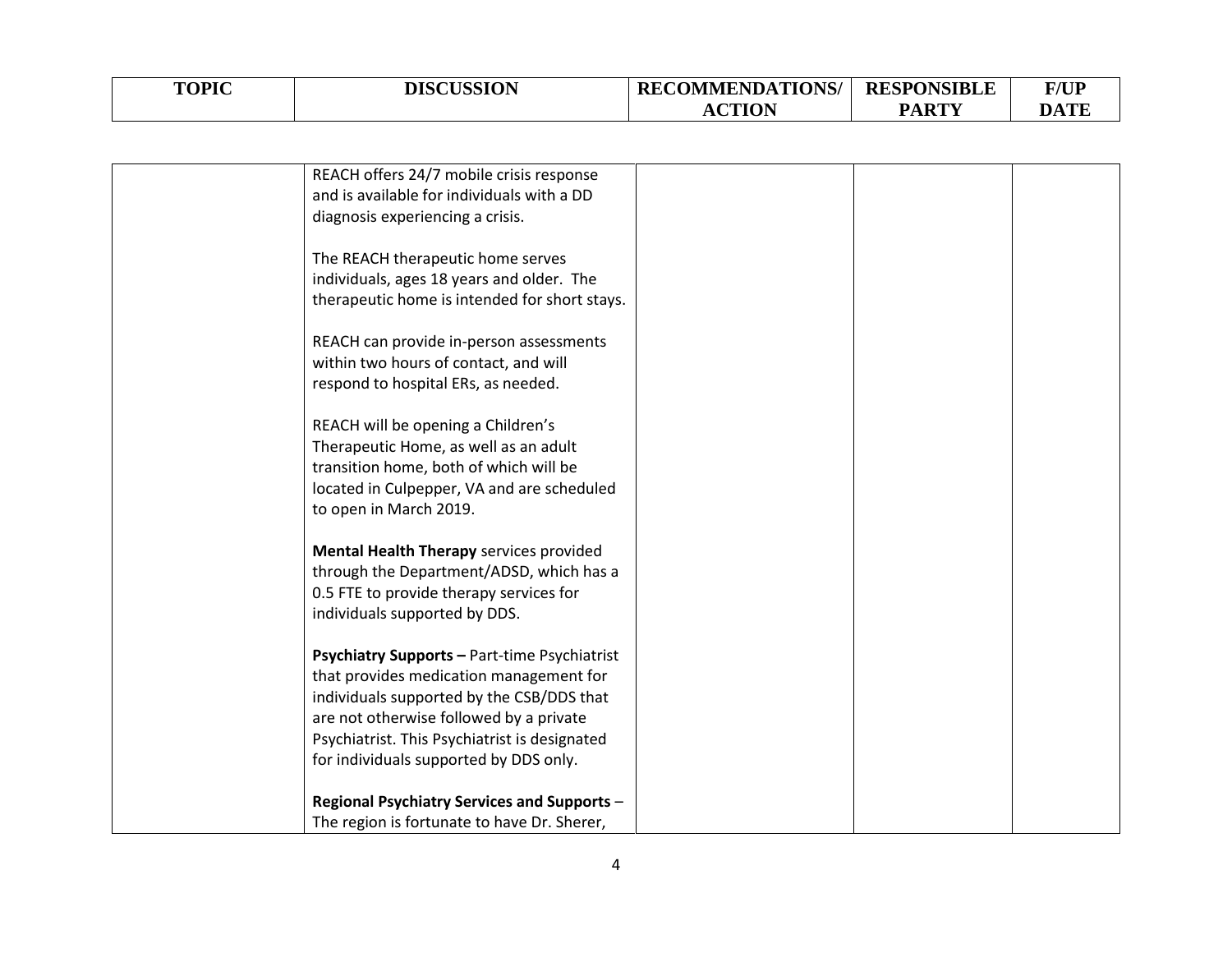| TOPIC | DISCUSSION | RECOMMENDATIONS/ ACTION | RESPONSIBLE PARTY | F/UP DATE |
|---|---|---|---|---|
| | REACH offers 24/7 mobile crisis response and is available for individuals with a DD diagnosis experiencing a crisis.<br><br>The REACH therapeutic home serves individuals, ages 18 years and older. The therapeutic home is intended for short stays.<br><br>REACH can provide in-person assessments within two hours of contact, and will respond to hospital ERs, as needed.<br><br>REACH will be opening a Children's Therapeutic Home, as well as an adult transition home, both of which will be located in Culpepper, VA and are scheduled to open in March 2019.<br><br>**Mental Health Therapy** services provided through the Department/ADSD, which has a 0.5 FTE to provide therapy services for individuals supported by DDS.<br><br>**Psychiatry Supports –** Part-time Psychiatrist that provides medication management for individuals supported by the CSB/DDS that are not otherwise followed by a private Psychiatrist. This Psychiatrist is designated for individuals supported by DDS only.<br><br>**Regional Psychiatry Services and Supports** – The region is fortunate to have Dr. Sherer, | | | |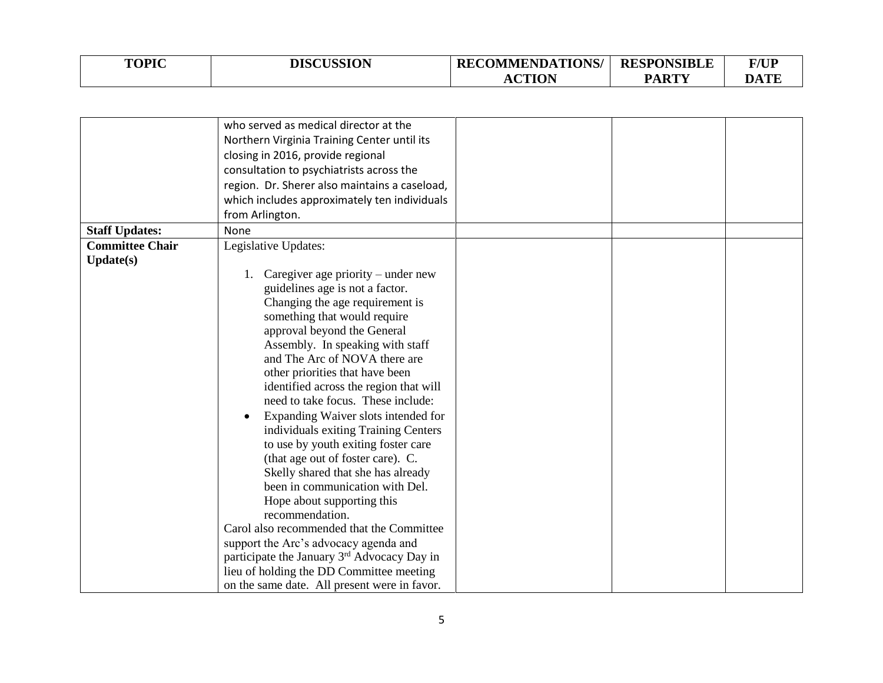| TOPIC | DISCUSSION | RECOMMENDATIONS/ ACTION | RESPONSIBLE PARTY | F/UP DATE |
|---|---|---|---|---|
| | who served as medical director at the Northern Virginia Training Center until its closing in 2016, provide regional consultation to psychiatrists across the region. Dr. Sherer also maintains a caseload, which includes approximately ten individuals from Arlington. | | | |
| **Staff Updates:** | None | | | |
| **Committee Chair Update(s)** | Legislative Updates:<br><br>1. Caregiver age priority – under new guidelines age is not a factor. Changing the age requirement is something that would require approval beyond the General Assembly. In speaking with staff and The Arc of NOVA there are other priorities that have been identified across the region that will need to take focus. These include:<br>• Expanding Waiver slots intended for individuals exiting Training Centers to use by youth exiting foster care (that age out of foster care). C. Skelly shared that she has already been in communication with Del. Hope about supporting this recommendation.<br>Carol also recommended that the Committee support the Arc's advocacy agenda and participate the January 3rd Advocacy Day in lieu of holding the DD Committee meeting on the same date. All present were in favor. | | | |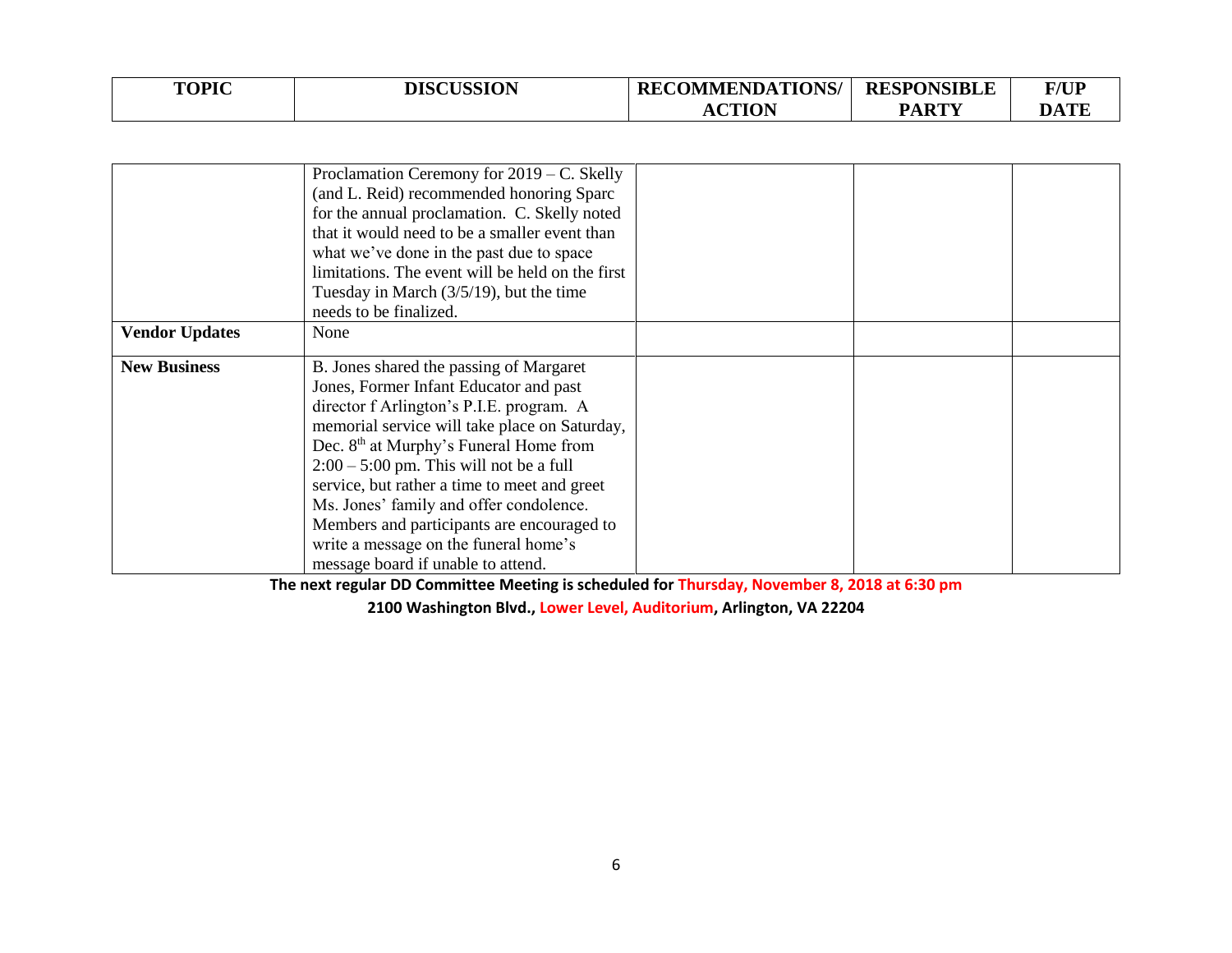| TOPIC | DISCUSSION | RECOMMENDATIONS/ ACTION | RESPONSIBLE PARTY | F/UP DATE |
|---|---|---|---|---|
| | Proclamation Ceremony for 2019 – C. Skelly (and L. Reid) recommended honoring Sparc for the annual proclamation. C. Skelly noted that it would need to be a smaller event than what we've done in the past due to space limitations. The event will be held on the first Tuesday in March (3/5/19), but the time needs to be finalized. | | | |
| **Vendor Updates** | None | | | |
| **New Business** | B. Jones shared the passing of Margaret Jones, Former Infant Educator and past director f Arlington's P.I.E. program. A memorial service will take place on Saturday, Dec. 8th at Murphy's Funeral Home from 2:00 – 5:00 pm. This will not be a full service, but rather a time to meet and greet Ms. Jones' family and offer condolence. Members and participants are encouraged to write a message on the funeral home's message board if unable to attend. | | | |

**The next regular DD Committee Meeting is scheduled for Thursday, November 8, 2018 at 6:30 pm**

**2100 Washington Blvd., Lower Level, Auditorium, Arlington, VA 22204**